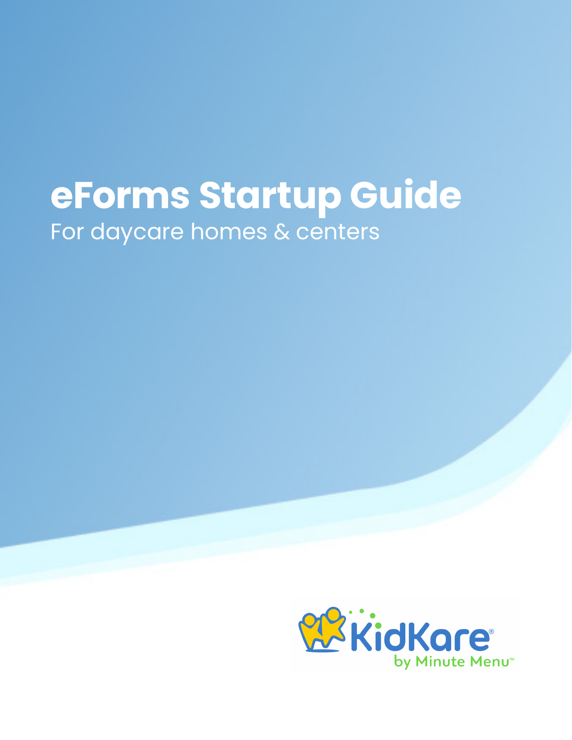# eForms Startup Guide

For daycare homes & centers

KidKare® by Minute Menu™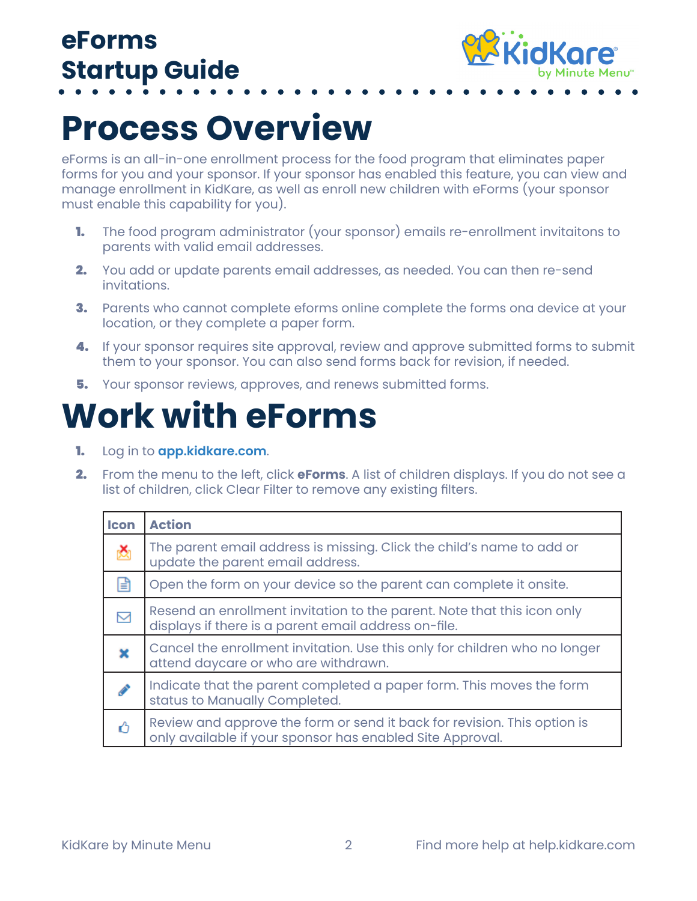# eForms Startup Guide

# Process Overview

eForms is an all-in-one enrollment process for the food program that eliminates paper forms for you and your sponsor. If your sponsor has enabled this feature, you can view and manage enrollment in KidKare, as well as enroll new children with eForms (your sponsor must enable this capability for you).

1. The food program administrator (your sponsor) emails re-enrollment invitaitons to parents with valid email addresses.
2. You add or update parents email addresses, as needed. You can then re-send invitations.
3. Parents who cannot complete eforms online complete the forms ona device at your location, or they complete a paper form.
4. If your sponsor requires site approval, review and approve submitted forms to submit them to your sponsor. You can also send forms back for revision, if needed.
5. Your sponsor reviews, approves, and renews submitted forms.

# Work with eForms

1. Log in to **app.kidkare.com**.
2. From the menu to the left, click **eForms**. A list of children displays. If you do not see a list of children, click Clear Filter to remove any existing filters.

| Icon | Action |
|---|---|
| | The parent email address is missing. Click the child's name to add or update the parent email address. |
| | Open the form on your device so the parent can complete it onsite. |
| | Resend an enrollment invitation to the parent. Note that this icon only displays if there is a parent email address on-file. |
| | Cancel the enrollment invitation. Use this only for children who no longer attend daycare or who are withdrawn. |
| | Indicate that the parent completed a paper form. This moves the form status to Manually Completed. |
| | Review and approve the form or send it back for revision. This option is only available if your sponsor has enabled Site Approval. |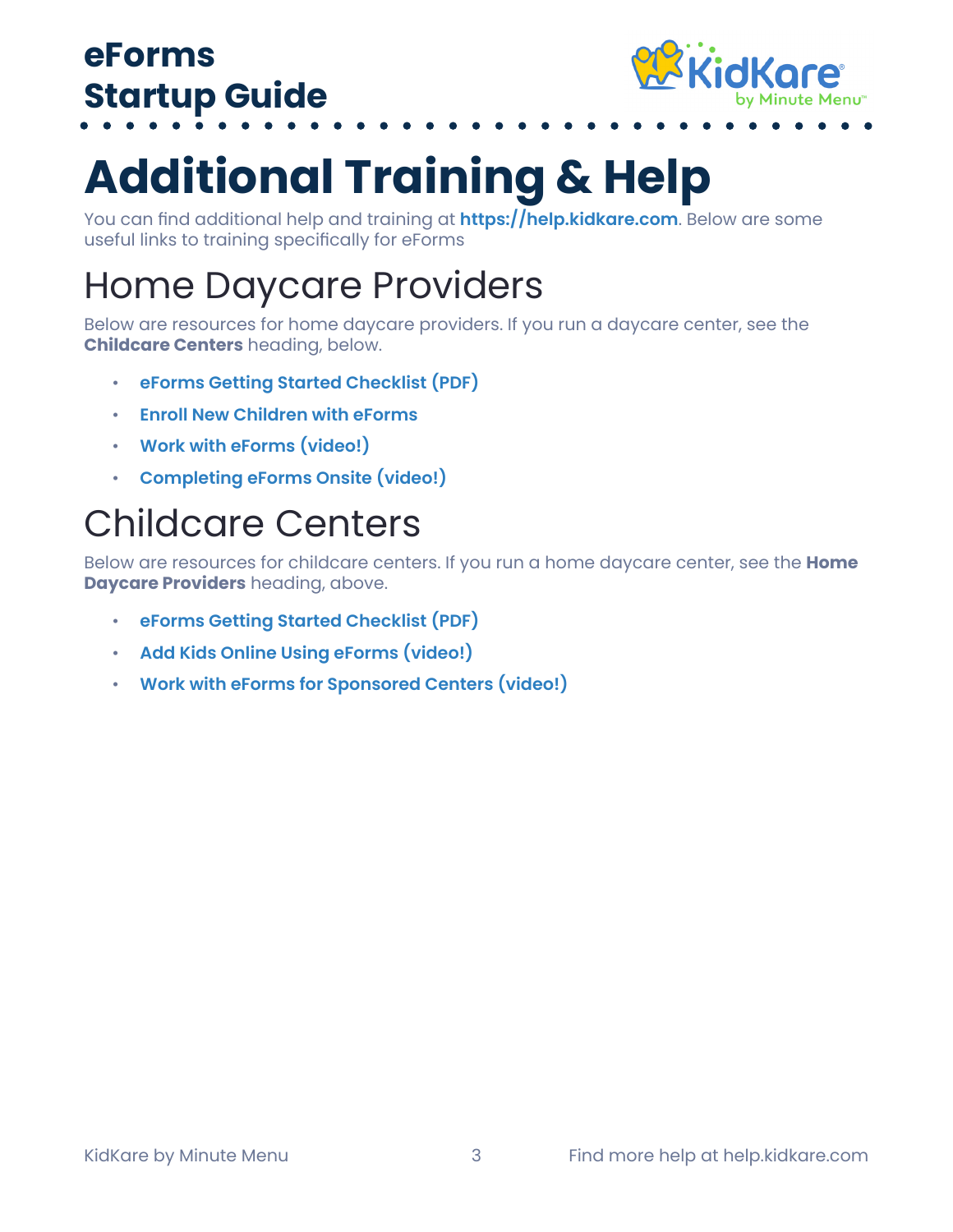# Additional Training & Help

You can find additional help and training at **https://help.kidkare.com**. Below are some useful links to training specifically for eForms

## Home Daycare Providers

Below are resources for home daycare providers. If you run a daycare center, see the **Childcare Centers** heading, below.

- **eForms Getting Started Checklist (PDF)**
- **Enroll New Children with eForms**
- **Work with eForms (video!)**
- **Completing eForms Onsite (video!)**

## Childcare Centers

Below are resources for childcare centers. If you run a home daycare center, see the **Home Daycare Providers** heading, above.

- **eForms Getting Started Checklist (PDF)**
- **Add Kids Online Using eForms (video!)**
- **Work with eForms for Sponsored Centers (video!)**